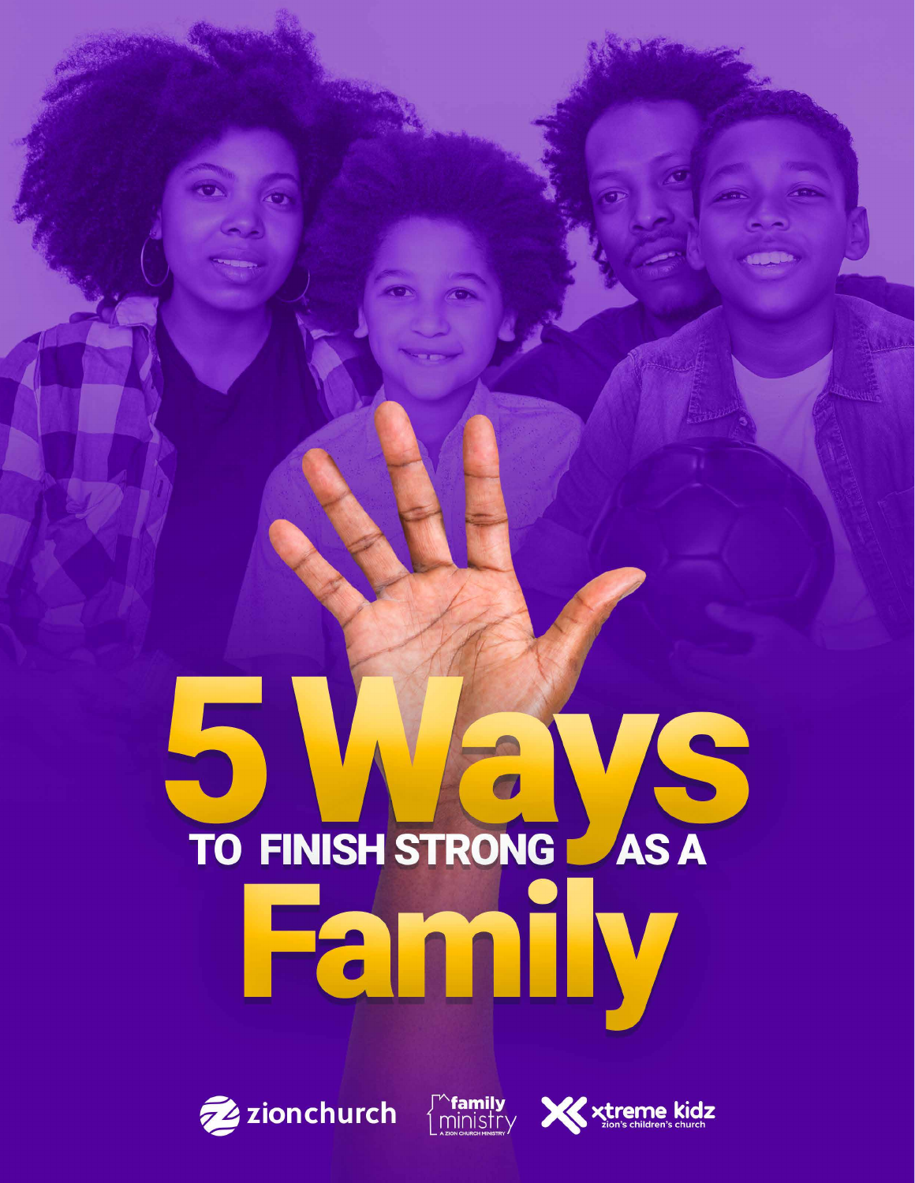# 5 Ways TO FINISH STRONG AS A Family

zionchurch

family ministry
A ZION CHURCH MINISTRY

xtreme kidz
zion's children's church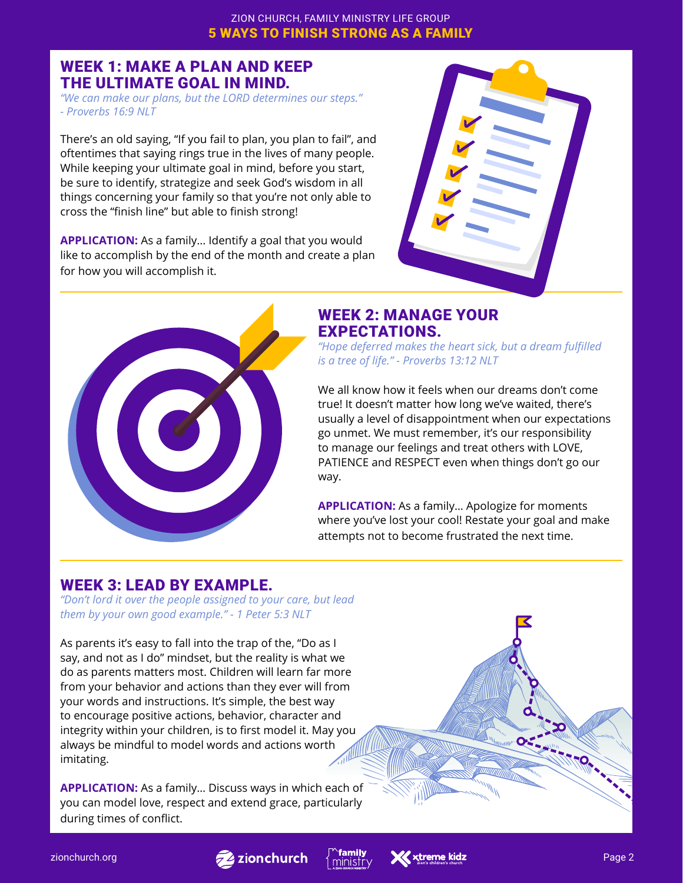ZION CHURCH, FAMILY MINISTRY LIFE GROUP

# 5 WAYS TO FINISH STRONG AS A FAMILY

## WEEK 1: MAKE A PLAN AND KEEP THE ULTIMATE GOAL IN MIND.

*"We can make our plans, but the LORD determines our steps." - Proverbs 16:9 NLT*

There's an old saying, "If you fail to plan, you plan to fail", and oftentimes that saying rings true in the lives of many people. While keeping your ultimate goal in mind, before you start, be sure to identify, strategize and seek God's wisdom in all things concerning your family so that you're not only able to cross the "finish line" but able to finish strong!

**APPLICATION:** As a family... Identify a goal that you would like to accomplish by the end of the month and create a plan for how you will accomplish it.

## WEEK 2: MANAGE YOUR EXPECTATIONS.

*"Hope deferred makes the heart sick, but a dream fulfilled is a tree of life." - Proverbs 13:12 NLT*

We all know how it feels when our dreams don't come true! It doesn't matter how long we've waited, there's usually a level of disappointment when our expectations go unmet. We must remember, it's our responsibility to manage our feelings and treat others with LOVE, PATIENCE and RESPECT even when things don't go our way.

**APPLICATION:** As a family... Apologize for moments where you've lost your cool! Restate your goal and make attempts not to become frustrated the next time.

## WEEK 3: LEAD BY EXAMPLE.

*"Don't lord it over the people assigned to your care, but lead them by your own good example." - 1 Peter 5:3 NLT*

As parents it's easy to fall into the trap of the, "Do as I say, and not as I do" mindset, but the reality is what we do as parents matters most. Children will learn far more from your behavior and actions than they ever will from your words and instructions. It's simple, the best way to encourage positive actions, behavior, character and integrity within your children, is to first model it. May you always be mindful to model words and actions worth imitating.

**APPLICATION:** As a family... Discuss ways in which each of you can model love, respect and extend grace, particularly during times of conflict.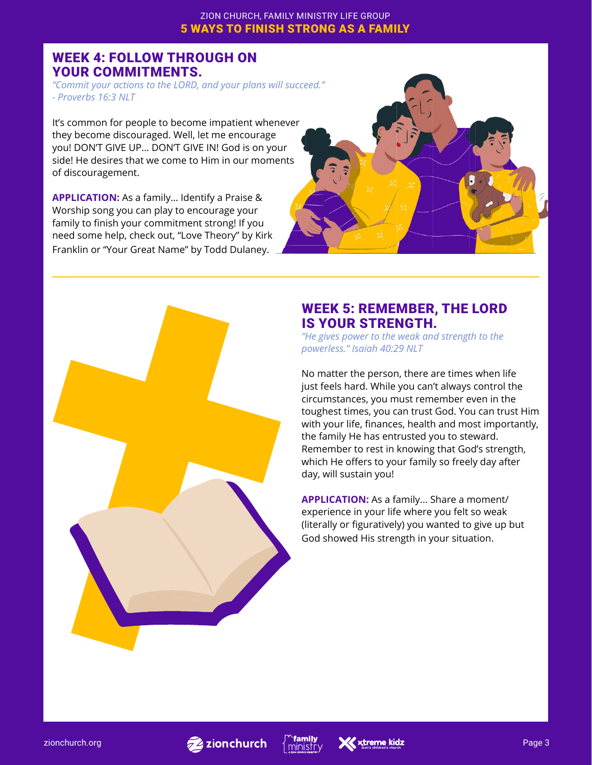## WEEK 4: FOLLOW THROUGH ON YOUR COMMITMENTS.

*"Commit your actions to the LORD, and your plans will succeed." - Proverbs 16:3 NLT*

It's common for people to become impatient whenever they become discouraged. Well, let me encourage you! DON'T GIVE UP... DON'T GIVE IN! God is on your side! He desires that we come to Him in our moments of discouragement.

**APPLICATION:** As a family... Identify a Praise & Worship song you can play to encourage your family to finish your commitment strong! If you need some help, check out, "Love Theory" by Kirk Franklin or "Your Great Name" by Todd Dulaney.

## WEEK 5: REMEMBER, THE LORD IS YOUR STRENGTH.

*"He gives power to the weak and strength to the powerless." Isaiah 40:29 NLT*

No matter the person, there are times when life just feels hard. While you can't always control the circumstances, you must remember even in the toughest times, you can trust God. You can trust Him with your life, finances, health and most importantly, the family He has entrusted you to steward. Remember to rest in knowing that God's strength, which He offers to your family so freely day after day, will sustain you!

**APPLICATION:** As a family... Share a moment/experience in your life where you felt so weak (literally or figuratively) you wanted to give up but God showed His strength in your situation.